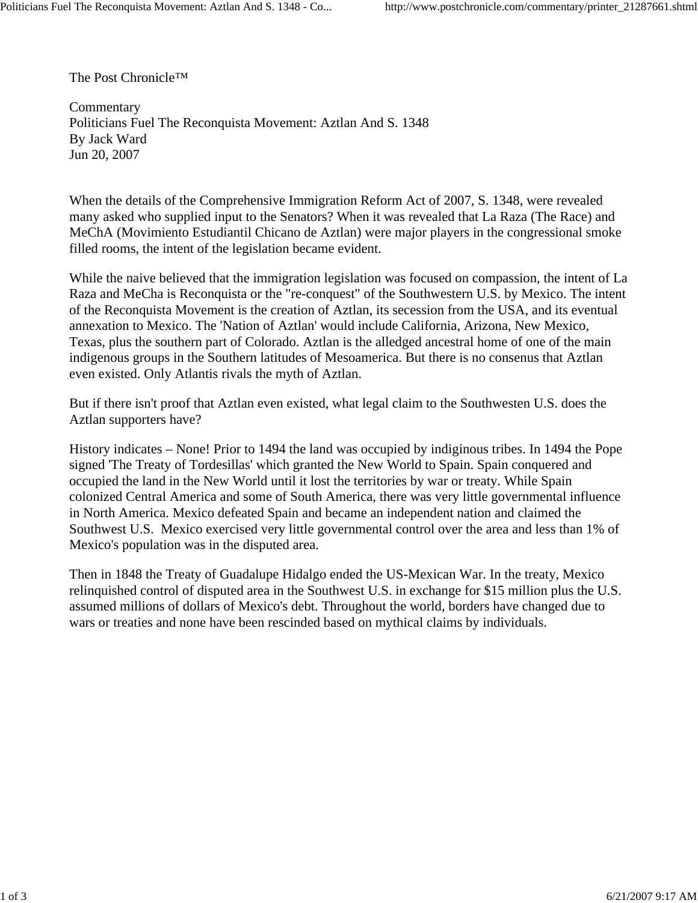The Post Chronicle™

Commentary

# Politicians Fuel The Reconquista Movement: Aztlan And S. 1348

By Jack Ward

Jun 20, 2007

When the details of the Comprehensive Immigration Reform Act of 2007, S. 1348, were revealed many asked who supplied input to the Senators? When it was revealed that La Raza (The Race) and MeChA (Movimiento Estudiantil Chicano de Aztlan) were major players in the congressional smoke filled rooms, the intent of the legislation became evident.

While the naive believed that the immigration legislation was focused on compassion, the intent of La Raza and MeCha is Reconquista or the "re-conquest" of the Southwestern U.S. by Mexico. The intent of the Reconquista Movement is the creation of Aztlan, its secession from the USA, and its eventual annexation to Mexico. The 'Nation of Aztlan' would include California, Arizona, New Mexico, Texas, plus the southern part of Colorado. Aztlan is the alledged ancestral home of one of the main indigenous groups in the Southern latitudes of Mesoamerica. But there is no consenus that Aztlan even existed. Only Atlantis rivals the myth of Aztlan.

But if there isn't proof that Aztlan even existed, what legal claim to the Southwesten U.S. does the Aztlan supporters have?

History indicates – None! Prior to 1494 the land was occupied by indiginous tribes. In 1494 the Pope signed 'The Treaty of Tordesillas' which granted the New World to Spain. Spain conquered and occupied the land in the New World until it lost the territories by war or treaty. While Spain colonized Central America and some of South America, there was very little governmental influence in North America. Mexico defeated Spain and became an independent nation and claimed the Southwest U.S. Mexico exercised very little governmental control over the area and less than 1% of Mexico's population was in the disputed area.

Then in 1848 the Treaty of Guadalupe Hidalgo ended the US-Mexican War. In the treaty, Mexico relinquished control of disputed area in the Southwest U.S. in exchange for $15 million plus the U.S. assumed millions of dollars of Mexico's debt. Throughout the world, borders have changed due to wars or treaties and none have been rescinded based on mythical claims by individuals.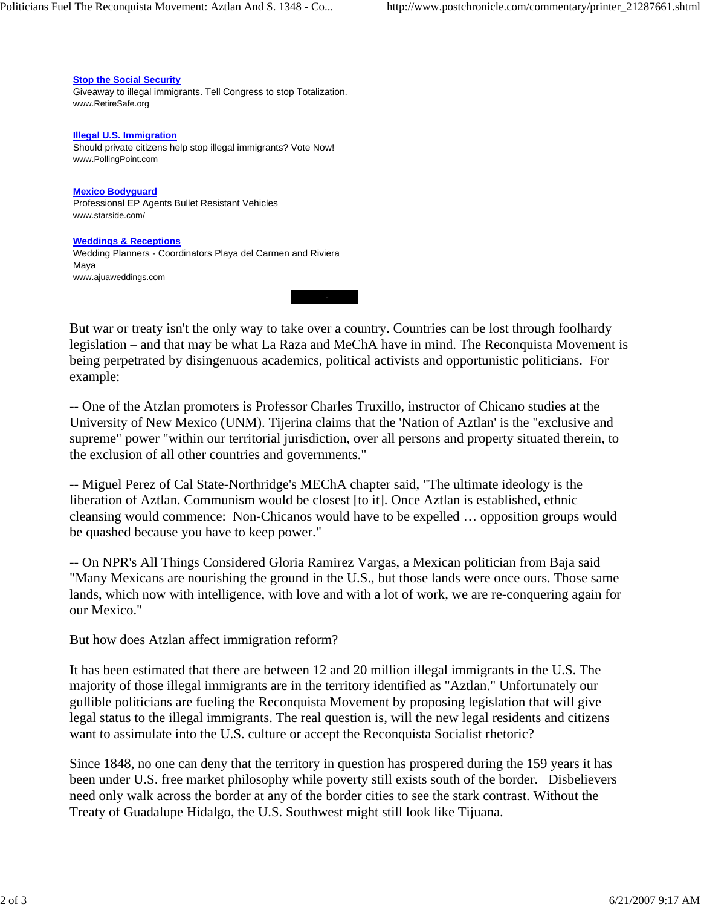**[Stop the Social Security](#)**
Giveaway to illegal immigrants. Tell Congress to stop Totalization.
www.RetireSafe.org

**[Illegal U.S. Immigration](#)**
Should private citizens help stop illegal immigrants? Vote Now!
www.PollingPoint.com

**[Mexico Bodyguard](#)**
Professional EP Agents Bullet Resistant Vehicles
www.starside.com/

**[Weddings & Receptions](#)**
Wedding Planners - Coordinators Playa del Carmen and Riviera Maya
www.ajuaweddings.com

But war or treaty isn't the only way to take over a country. Countries can be lost through foolhardy legislation – and that may be what La Raza and MeChA have in mind. The Reconquista Movement is being perpetrated by disingenuous academics, political activists and opportunistic politicians. For example:

-- One of the Atzlan promoters is Professor Charles Truxillo, instructor of Chicano studies at the University of New Mexico (UNM). Tijerina claims that the 'Nation of Aztlan' is the "exclusive and supreme" power "within our territorial jurisdiction, over all persons and property situated therein, to the exclusion of all other countries and governments."

-- Miguel Perez of Cal State-Northridge's MEChA chapter said, "The ultimate ideology is the liberation of Aztlan. Communism would be closest [to it]. Once Aztlan is established, ethnic cleansing would commence: Non-Chicanos would have to be expelled … opposition groups would be quashed because you have to keep power."

-- On NPR's All Things Considered Gloria Ramirez Vargas, a Mexican politician from Baja said "Many Mexicans are nourishing the ground in the U.S., but those lands were once ours. Those same lands, which now with intelligence, with love and with a lot of work, we are re-conquering again for our Mexico."

But how does Atzlan affect immigration reform?

It has been estimated that there are between 12 and 20 million illegal immigrants in the U.S. The majority of those illegal immigrants are in the territory identified as "Aztlan." Unfortunately our gullible politicians are fueling the Reconquista Movement by proposing legislation that will give legal status to the illegal immigrants. The real question is, will the new legal residents and citizens want to assimulate into the U.S. culture or accept the Reconquista Socialist rhetoric?

Since 1848, no one can deny that the territory in question has prospered during the 159 years it has been under U.S. free market philosophy while poverty still exists south of the border. Disbelievers need only walk across the border at any of the border cities to see the stark contrast. Without the Treaty of Guadalupe Hidalgo, the U.S. Southwest might still look like Tijuana.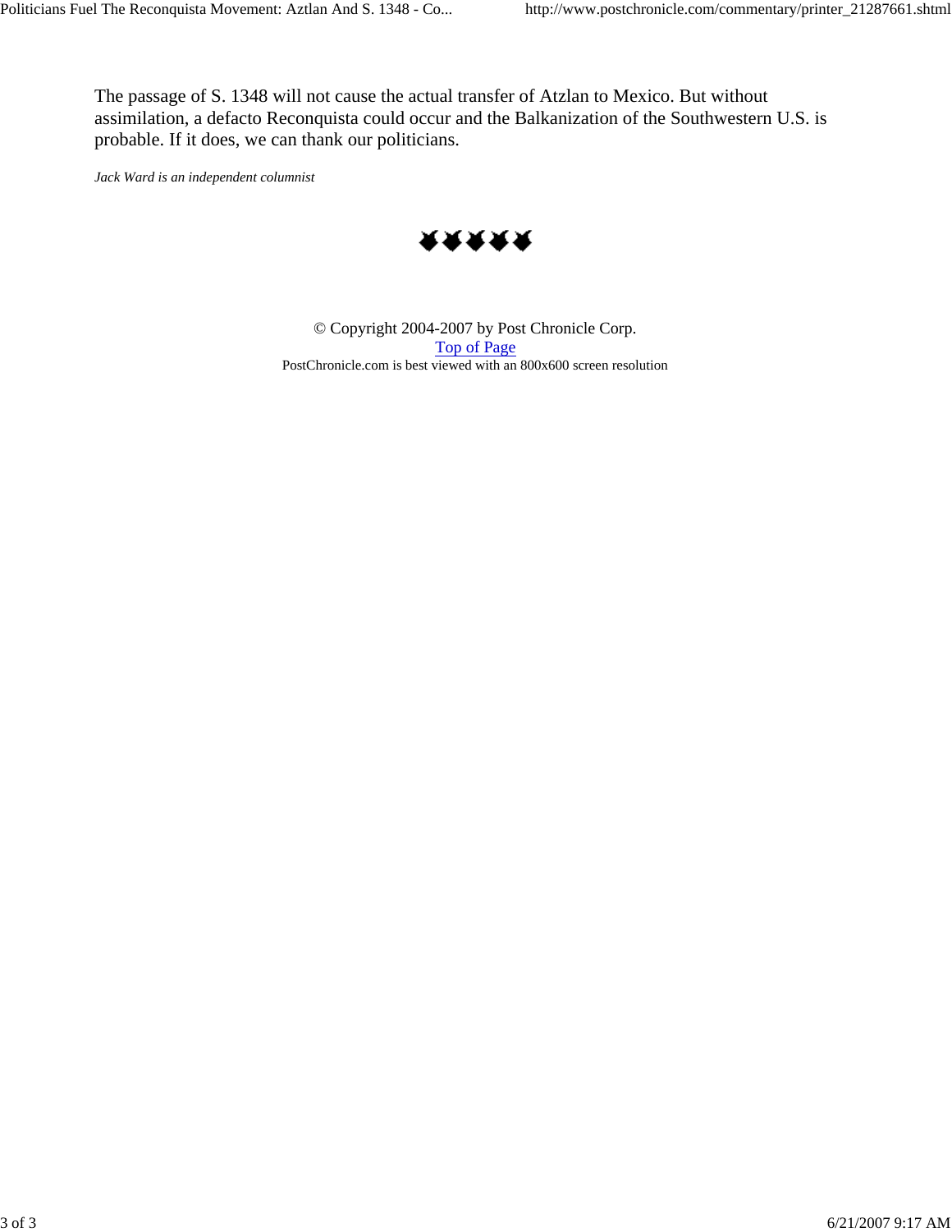The passage of S. 1348 will not cause the actual transfer of Atzlan to Mexico. But without assimilation, a defacto Reconquista could occur and the Balkanization of the Southwestern U.S. is probable. If it does, we can thank our politicians.

*Jack Ward is an independent columnist*

© Copyright 2004-2007 by Post Chronicle Corp.
Top of Page
PostChronicle.com is best viewed with an 800x600 screen resolution